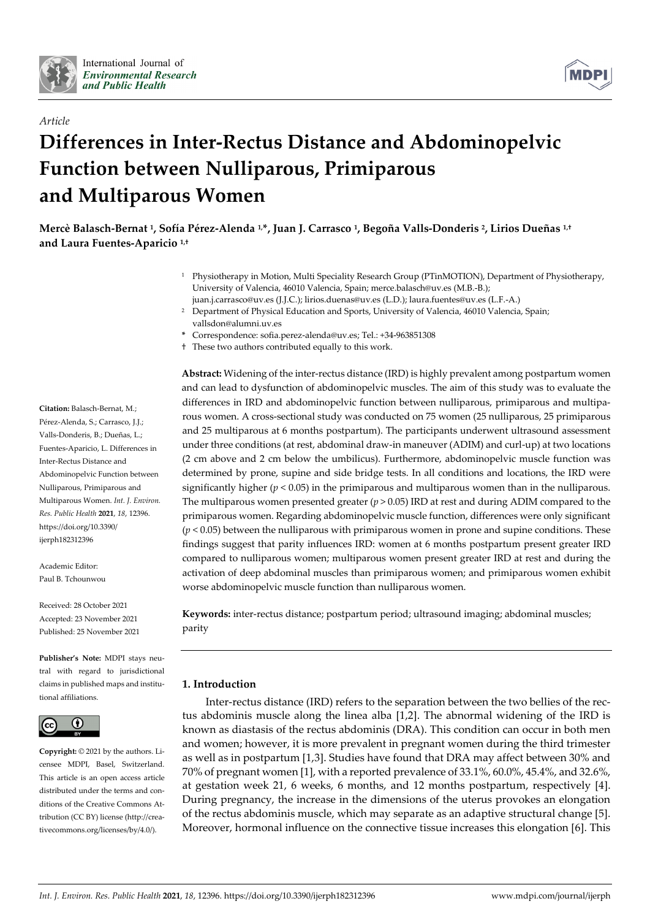*Article*

# Differences in Inter-Rectus Distance and Abdominopelvic Function between Nulliparous, Primiparous and Multiparous Women

**Mercè Balasch-Bernat [1], Sofía Pérez-Alenda [1,*], Juan J. Carrasco [1], Begoña Valls-Donderis [2], Lirios Dueñas [1,†] and Laura Fuentes-Aparicio [1,†]**

[1] Physiotherapy in Motion, Multi Speciality Research Group (PTinMOTION), Department of Physiotherapy, University of Valencia, 46010 Valencia, Spain; merce.balasch@uv.es (M.B.-B.); juan.j.carrasco@uv.es (J.J.C.); lirios.duenas@uv.es (L.D.); laura.fuentes@uv.es (L.F.-A.)

[2] Department of Physical Education and Sports, University of Valencia, 46010 Valencia, Spain; vallsdon@alumni.uv.es

\* Correspondence: sofia.perez-alenda@uv.es; Tel.: +34-963851308

† These two authors contributed equally to this work.

**Citation:** Balasch-Bernat, M.; Pérez-Alenda, S.; Carrasco, J.J.; Valls-Donderis, B.; Dueñas, L.; Fuentes-Aparicio, L. Differences in Inter-Rectus Distance and Abdominopelvic Function between Nulliparous, Primiparous and Multiparous Women. *Int. J. Environ. Res. Public Health* **2021**, *18*, 12396. https://doi.org/10.3390/ijerph182312396

Academic Editor: Paul B. Tchounwou

Received: 28 October 2021
Accepted: 23 November 2021
Published: 25 November 2021

**Publisher's Note:** MDPI stays neutral with regard to jurisdictional claims in published maps and institutional affiliations.

**Copyright:** © 2021 by the authors. Licensee MDPI, Basel, Switzerland. This article is an open access article distributed under the terms and conditions of the Creative Commons Attribution (CC BY) license (http://creativecommons.org/licenses/by/4.0/).

**Abstract:** Widening of the inter-rectus distance (IRD) is highly prevalent among postpartum women and can lead to dysfunction of abdominopelvic muscles. The aim of this study was to evaluate the differences in IRD and abdominopelvic function between nulliparous, primiparous and multiparous women. A cross-sectional study was conducted on 75 women (25 nulliparous, 25 primiparous and 25 multiparous at 6 months postpartum). The participants underwent ultrasound assessment under three conditions (at rest, abdominal draw-in maneuver (ADIM) and curl-up) at two locations (2 cm above and 2 cm below the umbilicus). Furthermore, abdominopelvic muscle function was determined by prone, supine and side bridge tests. In all conditions and locations, the IRD were significantly higher ($p < 0.05$) in the primiparous and multiparous women than in the nulliparous. The multiparous women presented greater ($p > 0.05$) IRD at rest and during ADIM compared to the primiparous women. Regarding abdominopelvic muscle function, differences were only significant ($p < 0.05$) between the nulliparous with primiparous women in prone and supine conditions. These findings suggest that parity influences IRD: women at 6 months postpartum present greater IRD compared to nulliparous women; multiparous women present greater IRD at rest and during the activation of deep abdominal muscles than primiparous women; and primiparous women exhibit worse abdominopelvic muscle function than nulliparous women.

**Keywords:** inter-rectus distance; postpartum period; ultrasound imaging; abdominal muscles; parity

## 1. Introduction

Inter-rectus distance (IRD) refers to the separation between the two bellies of the rectus abdominis muscle along the linea alba [1,2]. The abnormal widening of the IRD is known as diastasis of the rectus abdominis (DRA). This condition can occur in both men and women; however, it is more prevalent in pregnant women during the third trimester as well as in postpartum [1,3]. Studies have found that DRA may affect between 30% and 70% of pregnant women [1], with a reported prevalence of 33.1%, 60.0%, 45.4%, and 32.6%, at gestation week 21, 6 weeks, 6 months, and 12 months postpartum, respectively [4]. During pregnancy, the increase in the dimensions of the uterus provokes an elongation of the rectus abdominis muscle, which may separate as an adaptive structural change [5]. Moreover, hormonal influence on the connective tissue increases this elongation [6]. This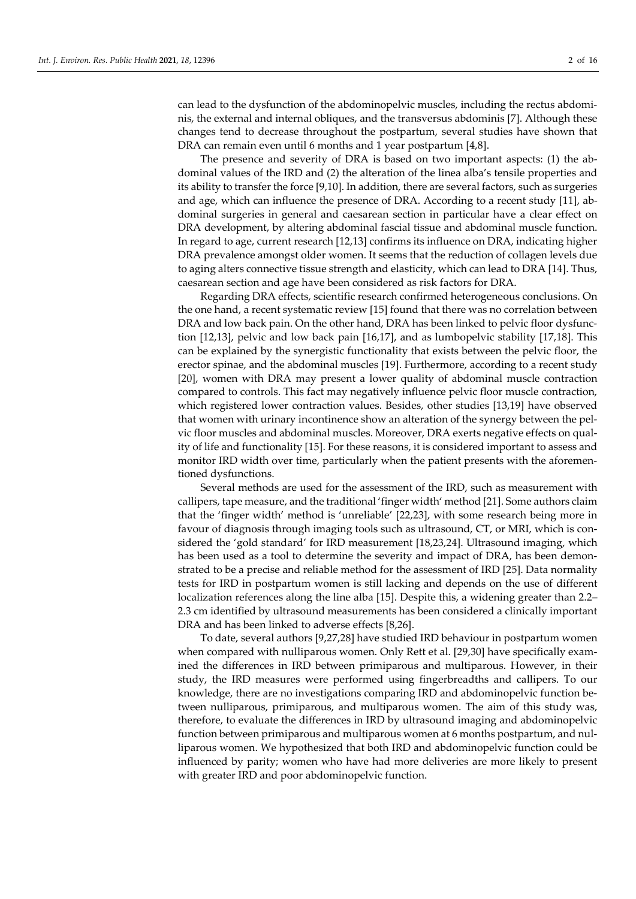can lead to the dysfunction of the abdominopelvic muscles, including the rectus abdominis, the external and internal obliques, and the transversus abdominis [7]. Although these changes tend to decrease throughout the postpartum, several studies have shown that DRA can remain even until 6 months and 1 year postpartum [4,8].

The presence and severity of DRA is based on two important aspects: (1) the abdominal values of the IRD and (2) the alteration of the linea alba's tensile properties and its ability to transfer the force [9,10]. In addition, there are several factors, such as surgeries and age, which can influence the presence of DRA. According to a recent study [11], abdominal surgeries in general and caesarean section in particular have a clear effect on DRA development, by altering abdominal fascial tissue and abdominal muscle function. In regard to age, current research [12,13] confirms its influence on DRA, indicating higher DRA prevalence amongst older women. It seems that the reduction of collagen levels due to aging alters connective tissue strength and elasticity, which can lead to DRA [14]. Thus, caesarean section and age have been considered as risk factors for DRA.

Regarding DRA effects, scientific research confirmed heterogeneous conclusions. On the one hand, a recent systematic review [15] found that there was no correlation between DRA and low back pain. On the other hand, DRA has been linked to pelvic floor dysfunction [12,13], pelvic and low back pain [16,17], and as lumbopelvic stability [17,18]. This can be explained by the synergistic functionality that exists between the pelvic floor, the erector spinae, and the abdominal muscles [19]. Furthermore, according to a recent study [20], women with DRA may present a lower quality of abdominal muscle contraction compared to controls. This fact may negatively influence pelvic floor muscle contraction, which registered lower contraction values. Besides, other studies [13,19] have observed that women with urinary incontinence show an alteration of the synergy between the pelvic floor muscles and abdominal muscles. Moreover, DRA exerts negative effects on quality of life and functionality [15]. For these reasons, it is considered important to assess and monitor IRD width over time, particularly when the patient presents with the aforementioned dysfunctions.

Several methods are used for the assessment of the IRD, such as measurement with callipers, tape measure, and the traditional 'finger width' method [21]. Some authors claim that the 'finger width' method is 'unreliable' [22,23], with some research being more in favour of diagnosis through imaging tools such as ultrasound, CT, or MRI, which is considered the 'gold standard' for IRD measurement [18,23,24]. Ultrasound imaging, which has been used as a tool to determine the severity and impact of DRA, has been demonstrated to be a precise and reliable method for the assessment of IRD [25]. Data normality tests for IRD in postpartum women is still lacking and depends on the use of different localization references along the line alba [15]. Despite this, a widening greater than 2.2–2.3 cm identified by ultrasound measurements has been considered a clinically important DRA and has been linked to adverse effects [8,26].

To date, several authors [9,27,28] have studied IRD behaviour in postpartum women when compared with nulliparous women. Only Rett et al. [29,30] have specifically examined the differences in IRD between primiparous and multiparous. However, in their study, the IRD measures were performed using fingerbreadths and callipers. To our knowledge, there are no investigations comparing IRD and abdominopelvic function between nulliparous, primiparous, and multiparous women. The aim of this study was, therefore, to evaluate the differences in IRD by ultrasound imaging and abdominopelvic function between primiparous and multiparous women at 6 months postpartum, and nulliparous women. We hypothesized that both IRD and abdominopelvic function could be influenced by parity; women who have had more deliveries are more likely to present with greater IRD and poor abdominopelvic function.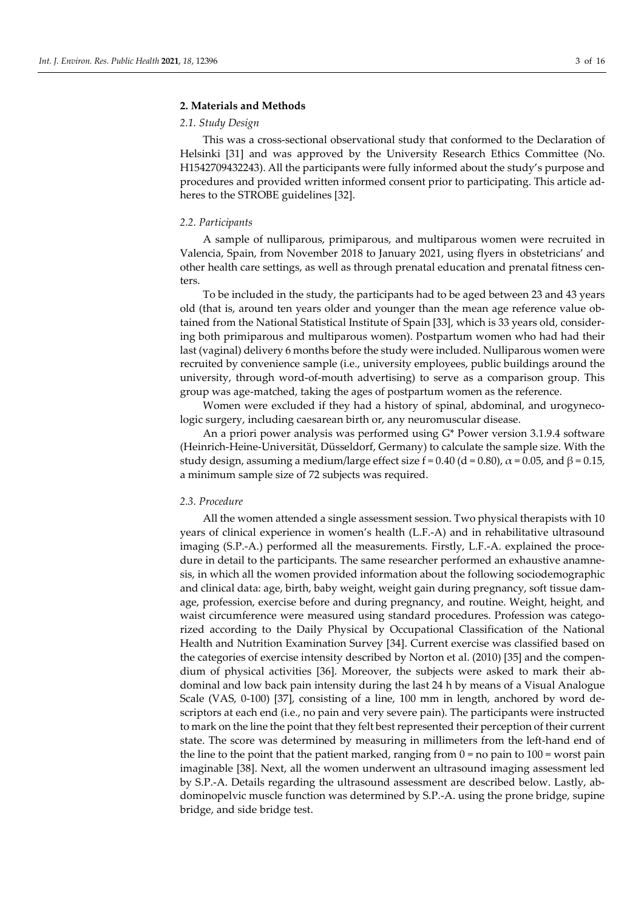## 2. Materials and Methods

### 2.1. Study Design

This was a cross-sectional observational study that conformed to the Declaration of Helsinki [31] and was approved by the University Research Ethics Committee (No. H1542709432243). All the participants were fully informed about the study's purpose and procedures and provided written informed consent prior to participating. This article adheres to the STROBE guidelines [32].

### 2.2. Participants

A sample of nulliparous, primiparous, and multiparous women were recruited in Valencia, Spain, from November 2018 to January 2021, using flyers in obstetricians' and other health care settings, as well as through prenatal education and prenatal fitness centers.

To be included in the study, the participants had to be aged between 23 and 43 years old (that is, around ten years older and younger than the mean age reference value obtained from the National Statistical Institute of Spain [33], which is 33 years old, considering both primiparous and multiparous women). Postpartum women who had had their last (vaginal) delivery 6 months before the study were included. Nulliparous women were recruited by convenience sample (i.e., university employees, public buildings around the university, through word-of-mouth advertising) to serve as a comparison group. This group was age-matched, taking the ages of postpartum women as the reference.

Women were excluded if they had a history of spinal, abdominal, and urogynecologic surgery, including caesarean birth or, any neuromuscular disease.

An a priori power analysis was performed using G* Power version 3.1.9.4 software (Heinrich-Heine-Universität, Düsseldorf, Germany) to calculate the sample size. With the study design, assuming a medium/large effect size $f = 0.40$ ($d = 0.80$), $\alpha = 0.05$, and $\beta = 0.15$, a minimum sample size of 72 subjects was required.

### 2.3. Procedure

All the women attended a single assessment session. Two physical therapists with 10 years of clinical experience in women's health (L.F.-A) and in rehabilitative ultrasound imaging (S.P.-A.) performed all the measurements. Firstly, L.F.-A. explained the procedure in detail to the participants. The same researcher performed an exhaustive anamnesis, in which all the women provided information about the following sociodemographic and clinical data: age, birth, baby weight, weight gain during pregnancy, soft tissue damage, profession, exercise before and during pregnancy, and routine. Weight, height, and waist circumference were measured using standard procedures. Profession was categorized according to the Daily Physical by Occupational Classification of the National Health and Nutrition Examination Survey [34]. Current exercise was classified based on the categories of exercise intensity described by Norton et al. (2010) [35] and the compendium of physical activities [36]. Moreover, the subjects were asked to mark their abdominal and low back pain intensity during the last 24 h by means of a Visual Analogue Scale (VAS, 0-100) [37], consisting of a line, 100 mm in length, anchored by word descriptors at each end (i.e., no pain and very severe pain). The participants were instructed to mark on the line the point that they felt best represented their perception of their current state. The score was determined by measuring in millimeters from the left-hand end of the line to the point that the patient marked, ranging from 0 = no pain to 100 = worst pain imaginable [38]. Next, all the women underwent an ultrasound imaging assessment led by S.P.-A. Details regarding the ultrasound assessment are described below. Lastly, abdominopelvic muscle function was determined by S.P.-A. using the prone bridge, supine bridge, and side bridge test.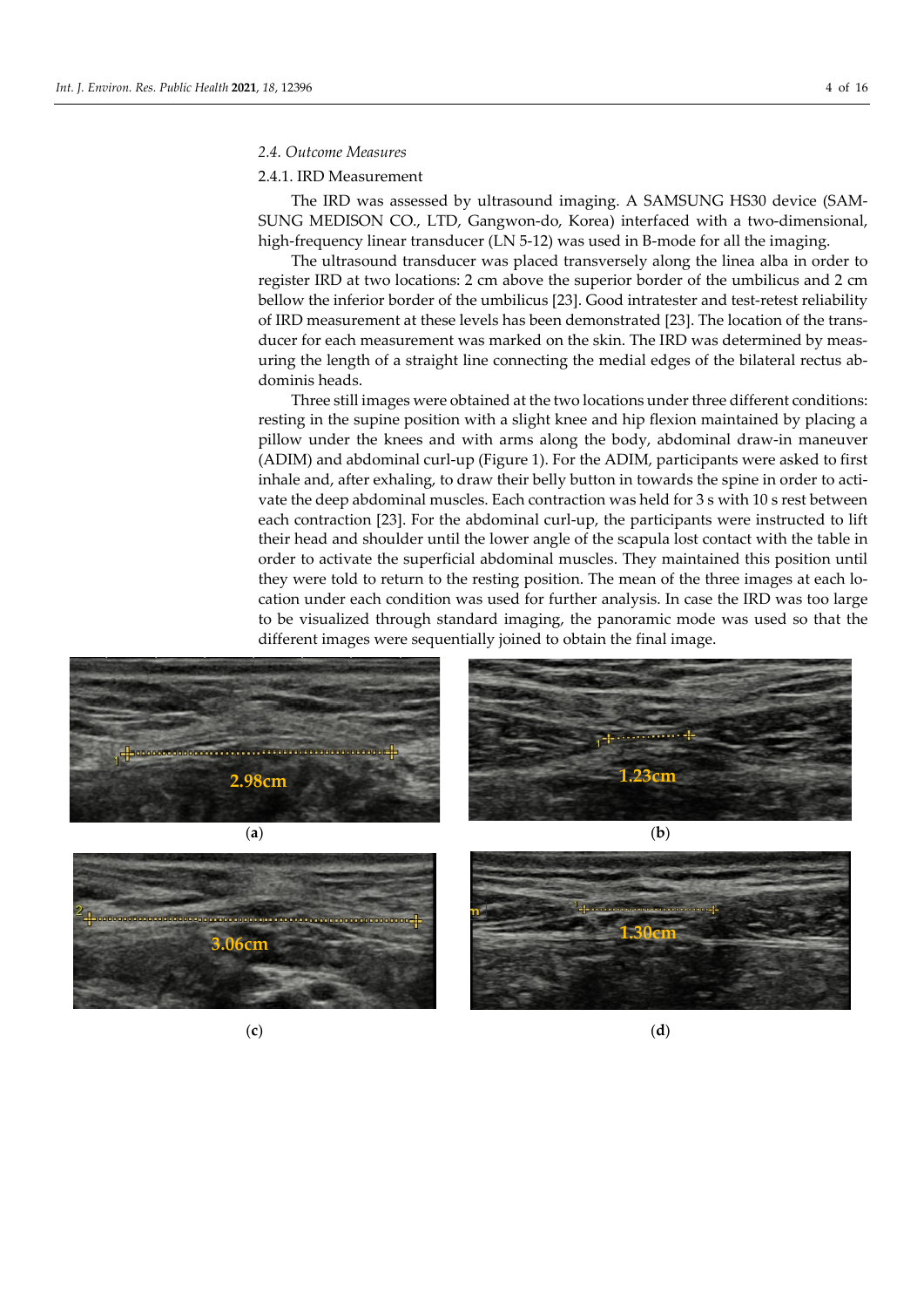### 2.4. Outcome Measures

#### 2.4.1. IRD Measurement

The IRD was assessed by ultrasound imaging. A SAMSUNG HS30 device (SAMSUNG MEDISON CO., LTD, Gangwon-do, Korea) interfaced with a two-dimensional, high-frequency linear transducer (LN 5-12) was used in B-mode for all the imaging.

The ultrasound transducer was placed transversely along the linea alba in order to register IRD at two locations: 2 cm above the superior border of the umbilicus and 2 cm bellow the inferior border of the umbilicus [23]. Good intratester and test-retest reliability of IRD measurement at these levels has been demonstrated [23]. The location of the transducer for each measurement was marked on the skin. The IRD was determined by measuring the length of a straight line connecting the medial edges of the bilateral rectus abdominis heads.

Three still images were obtained at the two locations under three different conditions: resting in the supine position with a slight knee and hip flexion maintained by placing a pillow under the knees and with arms along the body, abdominal draw-in maneuver (ADIM) and abdominal curl-up (Figure 1). For the ADIM, participants were asked to first inhale and, after exhaling, to draw their belly button in towards the spine in order to activate the deep abdominal muscles. Each contraction was held for 3 s with 10 s rest between each contraction [23]. For the abdominal curl-up, the participants were instructed to lift their head and shoulder until the lower angle of the scapula lost contact with the table in order to activate the superficial abdominal muscles. They maintained this position until they were told to return to the resting position. The mean of the three images at each location under each condition was used for further analysis. In case the IRD was too large to be visualized through standard imaging, the panoramic mode was used so that the different images were sequentially joined to obtain the final image.

(a) 2.98cm

(b) 1.23cm

(c) 3.06cm

(d) 1.30cm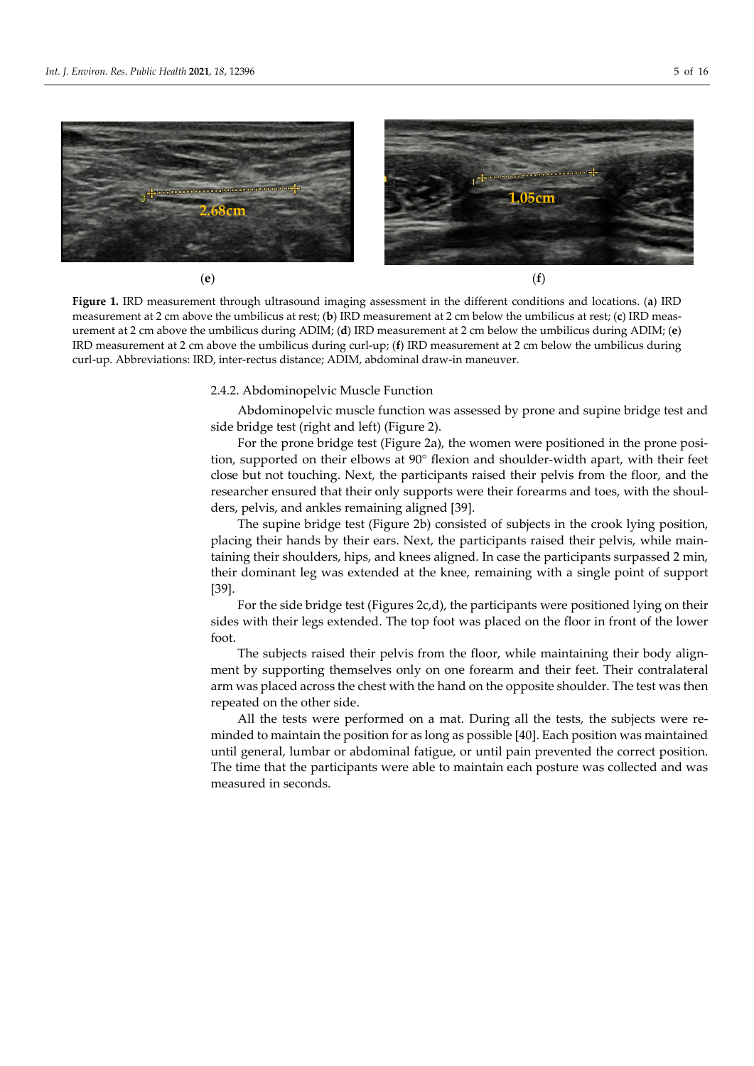(e)

(f)

**Figure 1.** IRD measurement through ultrasound imaging assessment in the different conditions and locations. (**a**) IRD measurement at 2 cm above the umbilicus at rest; (**b**) IRD measurement at 2 cm below the umbilicus at rest; (**c**) IRD measurement at 2 cm above the umbilicus during ADIM; (**d**) IRD measurement at 2 cm below the umbilicus during ADIM; (**e**) IRD measurement at 2 cm above the umbilicus during curl-up; (**f**) IRD measurement at 2 cm below the umbilicus during curl-up. Abbreviations: IRD, inter-rectus distance; ADIM, abdominal draw-in maneuver.

#### 2.4.2. Abdominopelvic Muscle Function

Abdominopelvic muscle function was assessed by prone and supine bridge test and side bridge test (right and left) (Figure 2).

For the prone bridge test (Figure 2a), the women were positioned in the prone position, supported on their elbows at 90° flexion and shoulder-width apart, with their feet close but not touching. Next, the participants raised their pelvis from the floor, and the researcher ensured that their only supports were their forearms and toes, with the shoulders, pelvis, and ankles remaining aligned [39].

The supine bridge test (Figure 2b) consisted of subjects in the crook lying position, placing their hands by their ears. Next, the participants raised their pelvis, while maintaining their shoulders, hips, and knees aligned. In case the participants surpassed 2 min, their dominant leg was extended at the knee, remaining with a single point of support [39].

For the side bridge test (Figures 2c,d), the participants were positioned lying on their sides with their legs extended. The top foot was placed on the floor in front of the lower foot.

The subjects raised their pelvis from the floor, while maintaining their body alignment by supporting themselves only on one forearm and their feet. Their contralateral arm was placed across the chest with the hand on the opposite shoulder. The test was then repeated on the other side.

All the tests were performed on a mat. During all the tests, the subjects were reminded to maintain the position for as long as possible [40]. Each position was maintained until general, lumbar or abdominal fatigue, or until pain prevented the correct position. The time that the participants were able to maintain each posture was collected and was measured in seconds.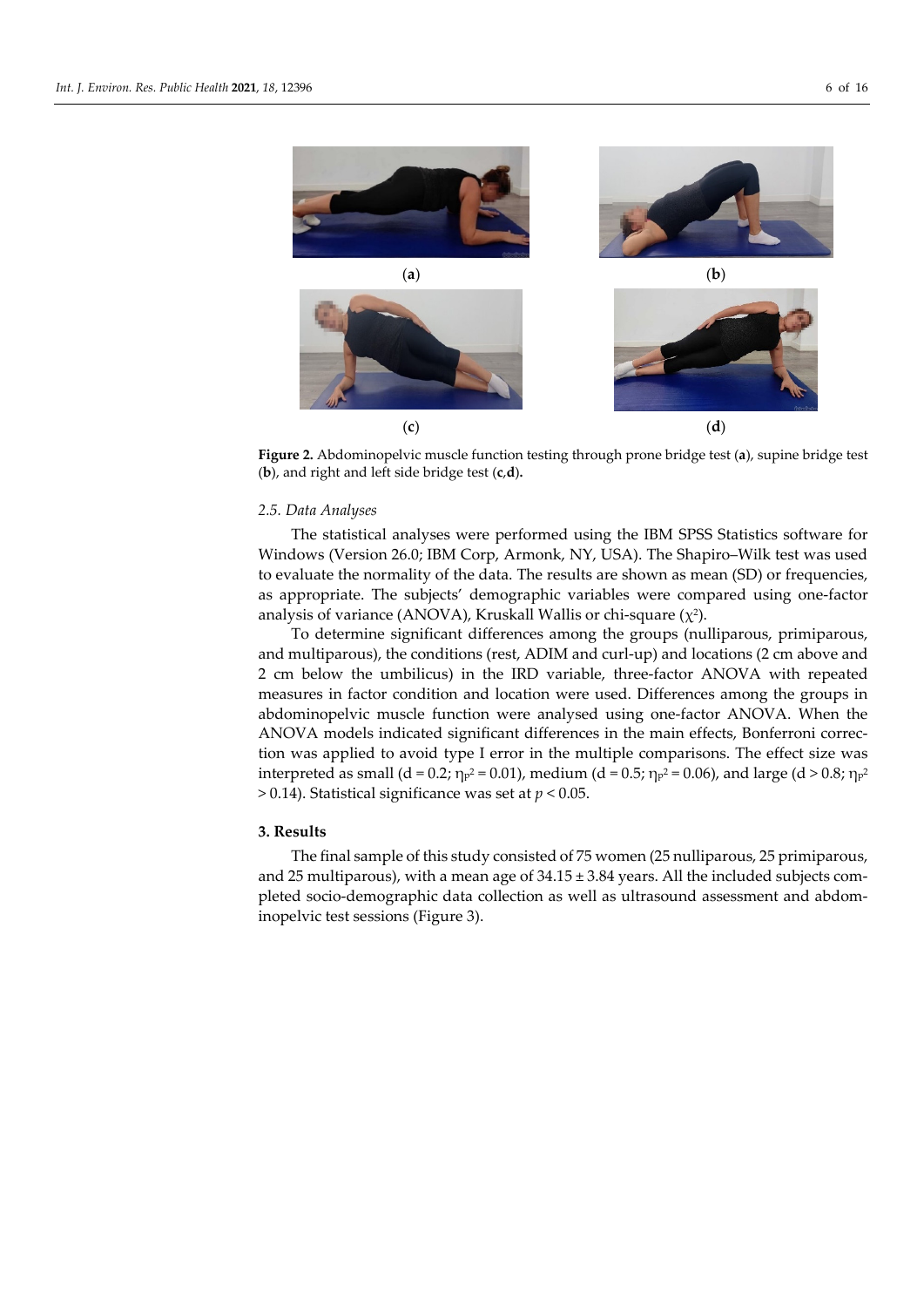(a) (b)

(c) (d)

**Figure 2.** Abdominopelvic muscle function testing through prone bridge test (**a**), supine bridge test (**b**), and right and left side bridge test (**c**,**d**).

### *2.5. Data Analyses*

The statistical analyses were performed using the IBM SPSS Statistics software for Windows (Version 26.0; IBM Corp, Armonk, NY, USA). The Shapiro–Wilk test was used to evaluate the normality of the data. The results are shown as mean (SD) or frequencies, as appropriate. The subjects' demographic variables were compared using one-factor analysis of variance (ANOVA), Kruskall Wallis or chi-square ($\chi^2$).

To determine significant differences among the groups (nulliparous, primiparous, and multiparous), the conditions (rest, ADIM and curl-up) and locations (2 cm above and 2 cm below the umbilicus) in the IRD variable, three-factor ANOVA with repeated measures in factor condition and location were used. Differences among the groups in abdominopelvic muscle function were analysed using one-factor ANOVA. When the ANOVA models indicated significant differences in the main effects, Bonferroni correction was applied to avoid type I error in the multiple comparisons. The effect size was interpreted as small ($d = 0.2$; $\eta_p^2 = 0.01$), medium ($d = 0.5$; $\eta_p^2 = 0.06$), and large ($d > 0.8$; $\eta_p^2 > 0.14$). Statistical significance was set at $p < 0.05$.

## **3. Results**

The final sample of this study consisted of 75 women (25 nulliparous, 25 primiparous, and 25 multiparous), with a mean age of $34.15 \pm 3.84$ years. All the included subjects completed socio-demographic data collection as well as ultrasound assessment and abdominopelvic test sessions (Figure 3).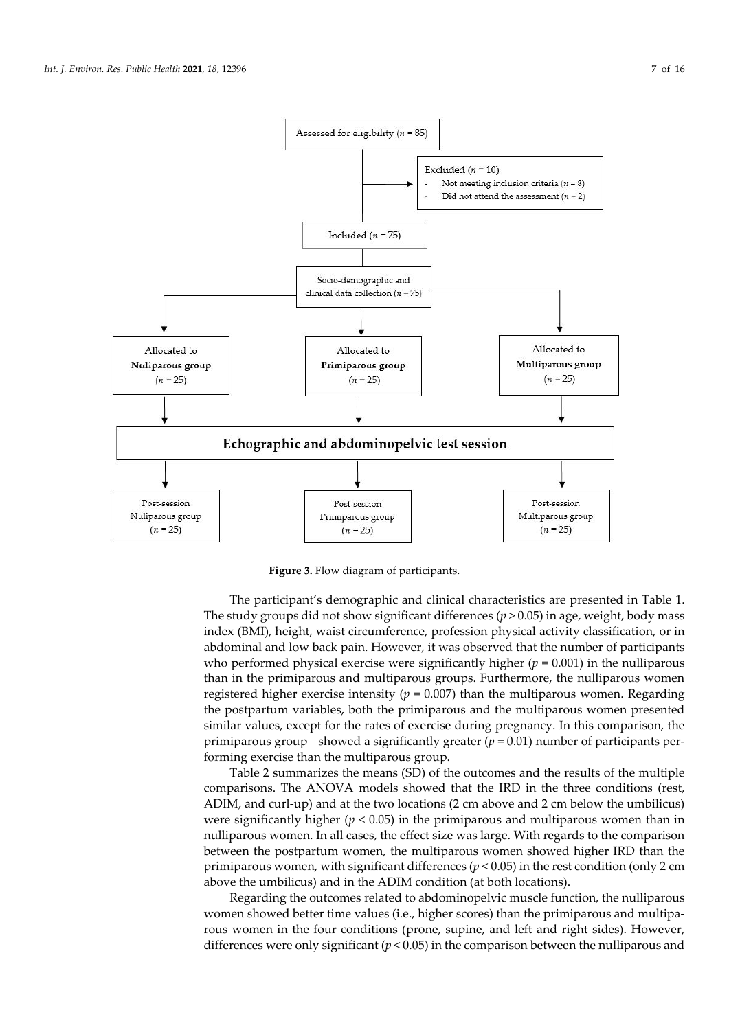Assessed for eligibility ($n$ = 85)

Excluded ($n$ = 10)
- Not meeting inclusion criteria ($n$ = 8)
- Did not attend the assessment ($n$ = 2)

Included ($n$ = 75)

Socio-demographic and clinical data collection ($n$ = 75)

Allocated to **Nuliparous group** ($n$ = 25)

Allocated to **Primiparous group** ($n$ = 25)

Allocated to **Multiparous group** ($n$ = 25)

**Echographic and abdominopelvic test session**

Post-session Nuliparous group ($n$ = 25)

Post-session Primiparous group ($n$ = 25)

Post-session Multiparous group ($n$ = 25)

**Figure 3.** Flow diagram of participants.

The participant's demographic and clinical characteristics are presented in Table 1. The study groups did not show significant differences ($p > 0.05$) in age, weight, body mass index (BMI), height, waist circumference, profession physical activity classification, or in abdominal and low back pain. However, it was observed that the number of participants who performed physical exercise were significantly higher ($p = 0.001$) in the nulliparous than in the primiparous and multiparous groups. Furthermore, the nulliparous women registered higher exercise intensity ($p = 0.007$) than the multiparous women. Regarding the postpartum variables, both the primiparous and the multiparous women presented similar values, except for the rates of exercise during pregnancy. In this comparison, the primiparous group showed a significantly greater ($p = 0.01$) number of participants performing exercise than the multiparous group.

Table 2 summarizes the means (SD) of the outcomes and the results of the multiple comparisons. The ANOVA models showed that the IRD in the three conditions (rest, ADIM, and curl-up) and at the two locations (2 cm above and 2 cm below the umbilicus) were significantly higher ($p < 0.05$) in the primiparous and multiparous women than in nulliparous women. In all cases, the effect size was large. With regards to the comparison between the postpartum women, the multiparous women showed higher IRD than the primiparous women, with significant differences ($p < 0.05$) in the rest condition (only 2 cm above the umbilicus) and in the ADIM condition (at both locations).

Regarding the outcomes related to abdominopelvic muscle function, the nulliparous women showed better time values (i.e., higher scores) than the primiparous and multiparous women in the four conditions (prone, supine, and left and right sides). However, differences were only significant ($p < 0.05$) in the comparison between the nulliparous and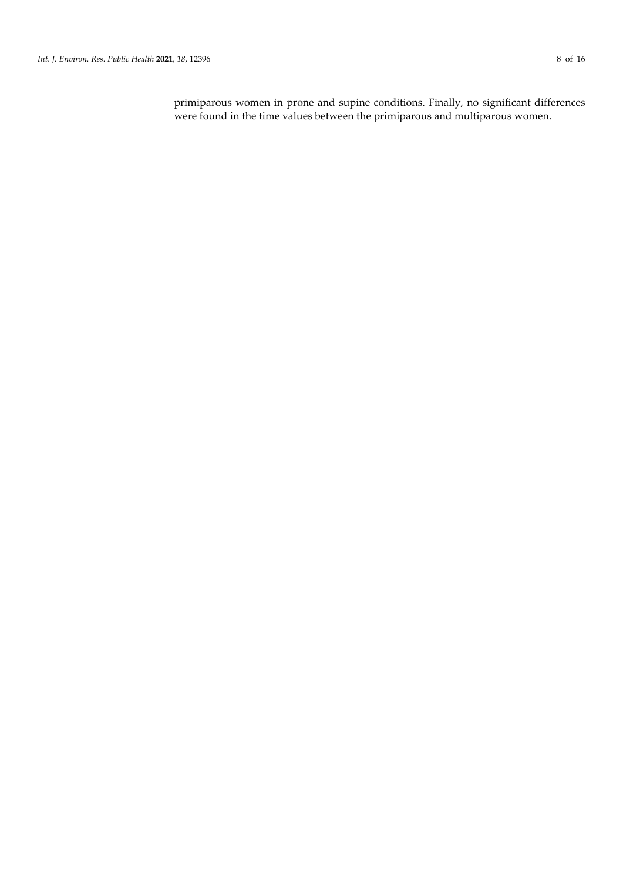primiparous women in prone and supine conditions. Finally, no significant differences were found in the time values between the primiparous and multiparous women.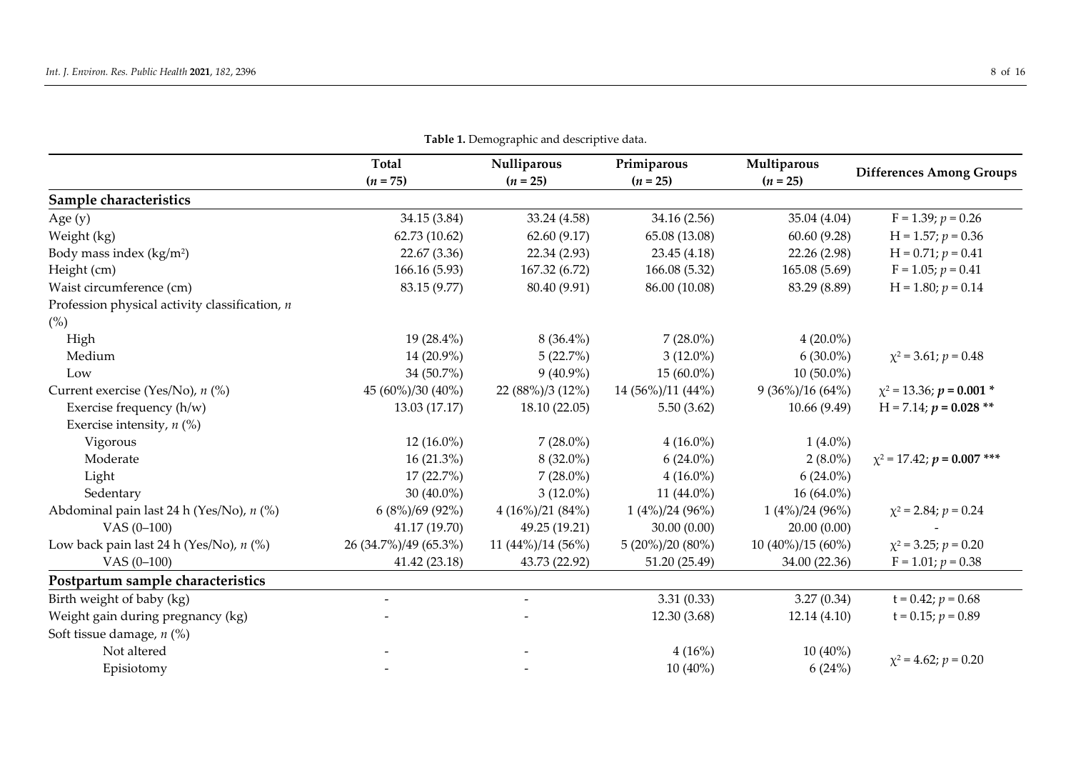**Table 1.** Demographic and descriptive data.

| | Total ($n$ = 75) | Nulliparous ($n$ = 25) | Primiparous ($n$ = 25) | Multiparous ($n$ = 25) | Differences Among Groups |
|---|---|---|---|---|---|
| **Sample characteristics** | | | | | |
| Age (y) | 34.15 (3.84) | 33.24 (4.58) | 34.16 (2.56) | 35.04 (4.04) | F = 1.39; $p$ = 0.26 |
| Weight (kg) | 62.73 (10.62) | 62.60 (9.17) | 65.08 (13.08) | 60.60 (9.28) | H = 1.57; $p$ = 0.36 |
| Body mass index (kg/m$^2$) | 22.67 (3.36) | 22.34 (2.93) | 23.45 (4.18) | 22.26 (2.98) | H = 0.71; $p$ = 0.41 |
| Height (cm) | 166.16 (5.93) | 167.32 (6.72) | 166.08 (5.32) | 165.08 (5.69) | F = 1.05; $p$ = 0.41 |
| Waist circumference (cm) | 83.15 (9.77) | 80.40 (9.91) | 86.00 (10.08) | 83.29 (8.89) | H = 1.80; $p$ = 0.14 |
| Profession physical activity classification, $n$ (%) | | | | | |
| High | 19 (28.4%) | 8 (36.4%) | 7 (28.0%) | 4 (20.0%) | |
| Medium | 14 (20.9%) | 5 (22.7%) | 3 (12.0%) | 6 (30.0%) | $\chi^2$ = 3.61; $p$ = 0.48 |
| Low | 34 (50.7%) | 9 (40.9%) | 15 (60.0%) | 10 (50.0%) | |
| Current exercise (Yes/No), $n$ (%) | 45 (60%)/30 (40%) | 22 (88%)/3 (12%) | 14 (56%)/11 (44%) | 9 (36%)/16 (64%) | $\chi^2$ = 13.36; $p$ = **0.001** * |
| Exercise frequency (h/w) | 13.03 (17.17) | 18.10 (22.05) | 5.50 (3.62) | 10.66 (9.49) | H = 7.14; $p$ = **0.028** ** |
| Exercise intensity, $n$ (%) | | | | | |
| Vigorous | 12 (16.0%) | 7 (28.0%) | 4 (16.0%) | 1 (4.0%) | |
| Moderate | 16 (21.3%) | 8 (32.0%) | 6 (24.0%) | 2 (8.0%) | $\chi^2$ = 17.42; $p$ = **0.007** *** |
| Light | 17 (22.7%) | 7 (28.0%) | 4 (16.0%) | 6 (24.0%) | |
| Sedentary | 30 (40.0%) | 3 (12.0%) | 11 (44.0%) | 16 (64.0%) | |
| Abdominal pain last 24 h (Yes/No), $n$ (%) | 6 (8%)/69 (92%) | 4 (16%)/21 (84%) | 1 (4%)/24 (96%) | 1 (4%)/24 (96%) | $\chi^2$ = 2.84; $p$ = 0.24 |
| VAS (0–100) | 41.17 (19.70) | 49.25 (19.21) | 30.00 (0.00) | 20.00 (0.00) | - |
| Low back pain last 24 h (Yes/No), $n$ (%) | 26 (34.7%)/49 (65.3%) | 11 (44%)/14 (56%) | 5 (20%)/20 (80%) | 10 (40%)/15 (60%) | $\chi^2$ = 3.25; $p$ = 0.20 |
| VAS (0–100) | 41.42 (23.18) | 43.73 (22.92) | 51.20 (25.49) | 34.00 (22.36) | F = 1.01; $p$ = 0.38 |
| **Postpartum sample characteristics** | | | | | |
| Birth weight of baby (kg) | - | - | 3.31 (0.33) | 3.27 (0.34) | t = 0.42; $p$ = 0.68 |
| Weight gain during pregnancy (kg) | - | - | 12.30 (3.68) | 12.14 (4.10) | t = 0.15; $p$ = 0.89 |
| Soft tissue damage, $n$ (%) | | | | | |
| Not altered | - | - | 4 (16%) | 10 (40%) | $\chi^2$ = 4.62; $p$ = 0.20 |
| Episiotomy | - | - | 10 (40%) | 6 (24%) | |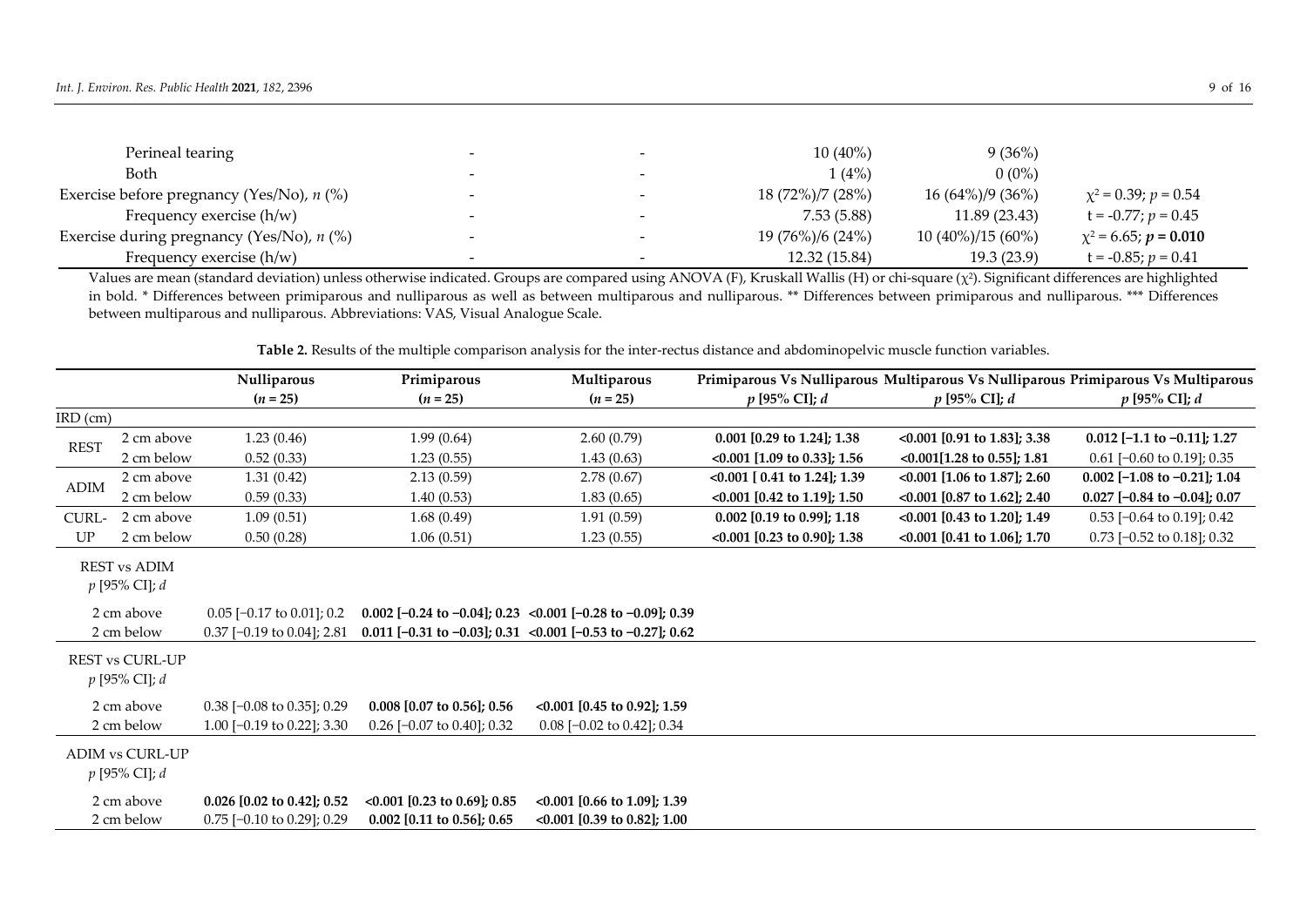| | | | | | |
|---|---|---|---|---|---|
| Perineal tearing | - | - | 10 (40%) | 9 (36%) | |
| Both | - | - | 1 (4%) | 0 (0%) | |
| Exercise before pregnancy (Yes/No), *n* (%) | - | - | 18 (72%)/7 (28%) | 16 (64%)/9 (36%) | $\chi^2 = 0.39$; $p = 0.54$ |
| Frequency exercise (h/w) | - | - | 7.53 (5.88) | 11.89 (23.43) | t = -0.77; $p = 0.45$ |
| Exercise during pregnancy (Yes/No), *n* (%) | - | - | 19 (76%)/6 (24%) | 10 (40%)/15 (60%) | $\chi^2 = 6.65$; $\boldsymbol{p = 0.010}$ |
| Frequency exercise (h/w) | - | - | 12.32 (15.84) | 19.3 (23.9) | t = -0.85; $p = 0.41$ |

Values are mean (standard deviation) unless otherwise indicated. Groups are compared using ANOVA (F), Kruskall Wallis (H) or chi-square ($\chi^2$). Significant differences are highlighted in bold. * Differences between primiparous and nulliparous as well as between multiparous and nulliparous. ** Differences between primiparous and nulliparous. *** Differences between multiparous and nulliparous. Abbreviations: VAS, Visual Analogue Scale.

**Table 2.** Results of the multiple comparison analysis for the inter-rectus distance and abdominopelvic muscle function variables.

| | | Nulliparous (*n* = 25) | Primiparous (*n* = 25) | Multiparous (*n* = 25) | Primiparous Vs Nulliparous *p* [95% CI]; *d* | Multiparous Vs Nulliparous *p* [95% CI]; *d* | Primiparous Vs Multiparous *p* [95% CI]; *d* |
|---|---|---|---|---|---|---|---|
| IRD (cm) | | | | | | | |
| REST | 2 cm above | 1.23 (0.46) | 1.99 (0.64) | 2.60 (0.79) | **0.001 [0.29 to 1.24]; 1.38** | **<0.001 [0.91 to 1.83]; 3.38** | **0.012 [−1.1 to −0.11]; 1.27** |
| | 2 cm below | 0.52 (0.33) | 1.23 (0.55) | 1.43 (0.63) | **<0.001 [1.09 to 0.33]; 1.56** | **<0.001[1.28 to 0.55]; 1.81** | 0.61 [−0.60 to 0.19]; 0.35 |
| ADIM | 2 cm above | 1.31 (0.42) | 2.13 (0.59) | 2.78 (0.67) | **<0.001 [ 0.41 to 1.24]; 1.39** | **<0.001 [1.06 to 1.87]; 2.60** | **0.002 [−1.08 to −0.21]; 1.04** |
| | 2 cm below | 0.59 (0.33) | 1.40 (0.53) | 1.83 (0.65) | **<0.001 [0.42 to 1.19]; 1.50** | **<0.001 [0.87 to 1.62]; 2.40** | **0.027 [−0.84 to −0.04]; 0.07** |
| CURL-UP | 2 cm above | 1.09 (0.51) | 1.68 (0.49) | 1.91 (0.59) | **0.002 [0.19 to 0.99]; 1.18** | **<0.001 [0.43 to 1.20]; 1.49** | 0.53 [−0.64 to 0.19]; 0.42 |
| | 2 cm below | 0.50 (0.28) | 1.06 (0.51) | 1.23 (0.55) | **<0.001 [0.23 to 0.90]; 1.38** | **<0.001 [0.41 to 1.06]; 1.70** | 0.73 [−0.52 to 0.18]; 0.32 |
| REST vs ADIM *p* [95% CI]; *d* | | | | | | | |
| | 2 cm above | 0.05 [−0.17 to 0.01]; 0.2 | **0.002 [−0.24 to −0.04]; 0.23** | **<0.001 [−0.28 to −0.09]; 0.39** | | | |
| | 2 cm below | 0.37 [−0.19 to 0.04]; 2.81 | **0.011 [−0.31 to −0.03]; 0.31** | **<0.001 [−0.53 to −0.27]; 0.62** | | | |
| REST vs CURL-UP *p* [95% CI]; *d* | | | | | | | |
| | 2 cm above | 0.38 [−0.08 to 0.35]; 0.29 | **0.008 [0.07 to 0.56]; 0.56** | **<0.001 [0.45 to 0.92]; 1.59** | | | |
| | 2 cm below | 1.00 [−0.19 to 0.22]; 3.30 | 0.26 [−0.07 to 0.40]; 0.32 | 0.08 [−0.02 to 0.42]; 0.34 | | | |
| ADIM vs CURL-UP *p* [95% CI]; *d* | | | | | | | |
| | 2 cm above | **0.026 [0.02 to 0.42]; 0.52** | **<0.001 [0.23 to 0.69]; 0.85** | **<0.001 [0.66 to 1.09]; 1.39** | | | |
| | 2 cm below | 0.75 [−0.10 to 0.29]; 0.29 | **0.002 [0.11 to 0.56]; 0.65** | **<0.001 [0.39 to 0.82]; 1.00** | | | |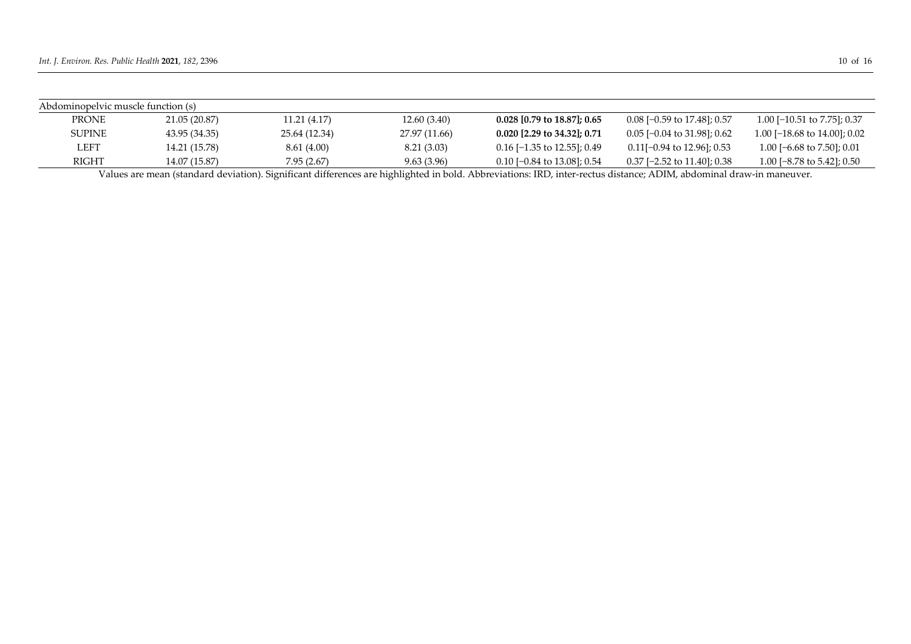| | | | | | | |
|---|---|---|---|---|---|---|
| Abdominopelvic muscle function (s) | | | | | | |
| PRONE | 21.05 (20.87) | 11.21 (4.17) | 12.60 (3.40) | **0.028 [0.79 to 18.87]; 0.65** | 0.08 [−0.59 to 17.48]; 0.57 | 1.00 [−10.51 to 7.75]; 0.37 |
| SUPINE | 43.95 (34.35) | 25.64 (12.34) | 27.97 (11.66) | **0.020 [2.29 to 34.32]; 0.71** | 0.05 [−0.04 to 31.98]; 0.62 | 1.00 [−18.68 to 14.00]; 0.02 |
| LEFT | 14.21 (15.78) | 8.61 (4.00) | 8.21 (3.03) | 0.16 [−1.35 to 12.55]; 0.49 | 0.11[−0.94 to 12.96]; 0.53 | 1.00 [−6.68 to 7.50]; 0.01 |
| RIGHT | 14.07 (15.87) | 7.95 (2.67) | 9.63 (3.96) | 0.10 [−0.84 to 13.08]; 0.54 | 0.37 [−2.52 to 11.40]; 0.38 | 1.00 [−8.78 to 5.42]; 0.50 |

Values are mean (standard deviation). Significant differences are highlighted in bold. Abbreviations: IRD, inter-rectus distance; ADIM, abdominal draw-in maneuver.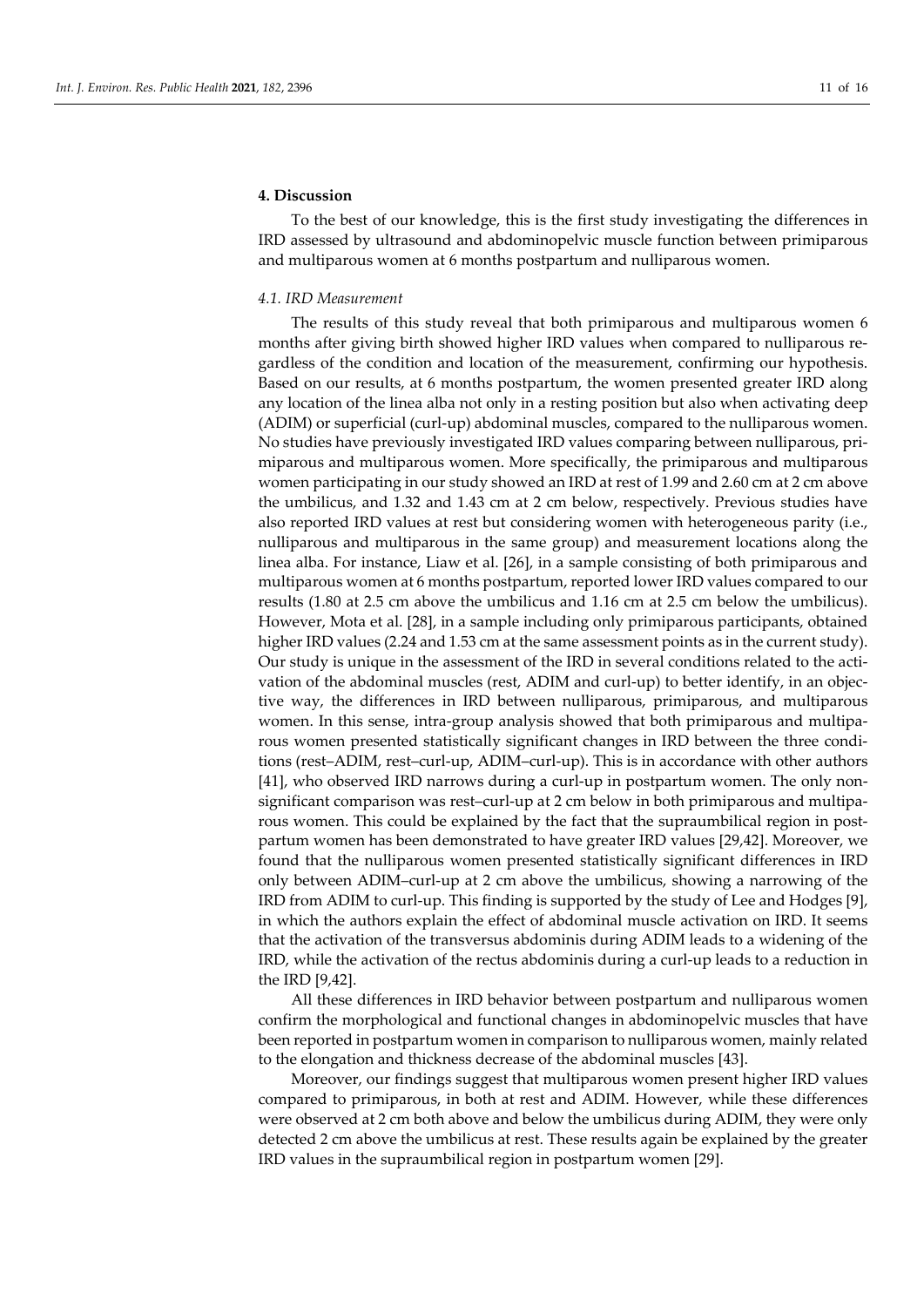## 4. Discussion

To the best of our knowledge, this is the first study investigating the differences in IRD assessed by ultrasound and abdominopelvic muscle function between primiparous and multiparous women at 6 months postpartum and nulliparous women.

### *4.1. IRD Measurement*

The results of this study reveal that both primiparous and multiparous women 6 months after giving birth showed higher IRD values when compared to nulliparous regardless of the condition and location of the measurement, confirming our hypothesis. Based on our results, at 6 months postpartum, the women presented greater IRD along any location of the linea alba not only in a resting position but also when activating deep (ADIM) or superficial (curl-up) abdominal muscles, compared to the nulliparous women. No studies have previously investigated IRD values comparing between nulliparous, primiparous and multiparous women. More specifically, the primiparous and multiparous women participating in our study showed an IRD at rest of 1.99 and 2.60 cm at 2 cm above the umbilicus, and 1.32 and 1.43 cm at 2 cm below, respectively. Previous studies have also reported IRD values at rest but considering women with heterogeneous parity (i.e., nulliparous and multiparous in the same group) and measurement locations along the linea alba. For instance, Liaw et al. [26], in a sample consisting of both primiparous and multiparous women at 6 months postpartum, reported lower IRD values compared to our results (1.80 at 2.5 cm above the umbilicus and 1.16 cm at 2.5 cm below the umbilicus). However, Mota et al. [28], in a sample including only primiparous participants, obtained higher IRD values (2.24 and 1.53 cm at the same assessment points as in the current study). Our study is unique in the assessment of the IRD in several conditions related to the activation of the abdominal muscles (rest, ADIM and curl-up) to better identify, in an objective way, the differences in IRD between nulliparous, primiparous, and multiparous women. In this sense, intra-group analysis showed that both primiparous and multiparous women presented statistically significant changes in IRD between the three conditions (rest–ADIM, rest–curl-up, ADIM–curl-up). This is in accordance with other authors [41], who observed IRD narrows during a curl-up in postpartum women. The only non-significant comparison was rest–curl-up at 2 cm below in both primiparous and multiparous women. This could be explained by the fact that the supraumbilical region in postpartum women has been demonstrated to have greater IRD values [29,42]. Moreover, we found that the nulliparous women presented statistically significant differences in IRD only between ADIM–curl-up at 2 cm above the umbilicus, showing a narrowing of the IRD from ADIM to curl-up. This finding is supported by the study of Lee and Hodges [9], in which the authors explain the effect of abdominal muscle activation on IRD. It seems that the activation of the transversus abdominis during ADIM leads to a widening of the IRD, while the activation of the rectus abdominis during a curl-up leads to a reduction in the IRD [9,42].

All these differences in IRD behavior between postpartum and nulliparous women confirm the morphological and functional changes in abdominopelvic muscles that have been reported in postpartum women in comparison to nulliparous women, mainly related to the elongation and thickness decrease of the abdominal muscles [43].

Moreover, our findings suggest that multiparous women present higher IRD values compared to primiparous, in both at rest and ADIM. However, while these differences were observed at 2 cm both above and below the umbilicus during ADIM, they were only detected 2 cm above the umbilicus at rest. These results again be explained by the greater IRD values in the supraumbilical region in postpartum women [29].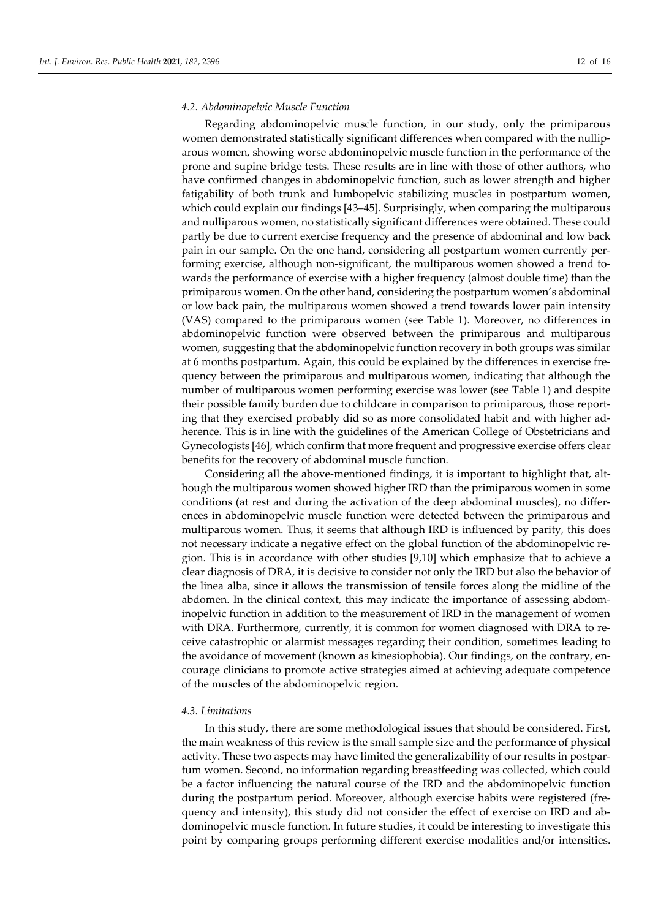### 4.2. Abdominopelvic Muscle Function

Regarding abdominopelvic muscle function, in our study, only the primiparous women demonstrated statistically significant differences when compared with the nulliparous women, showing worse abdominopelvic muscle function in the performance of the prone and supine bridge tests. These results are in line with those of other authors, who have confirmed changes in abdominopelvic function, such as lower strength and higher fatigability of both trunk and lumbopelvic stabilizing muscles in postpartum women, which could explain our findings [43–45]. Surprisingly, when comparing the multiparous and nulliparous women, no statistically significant differences were obtained. These could partly be due to current exercise frequency and the presence of abdominal and low back pain in our sample. On the one hand, considering all postpartum women currently performing exercise, although non-significant, the multiparous women showed a trend towards the performance of exercise with a higher frequency (almost double time) than the primiparous women. On the other hand, considering the postpartum women's abdominal or low back pain, the multiparous women showed a trend towards lower pain intensity (VAS) compared to the primiparous women (see Table 1). Moreover, no differences in abdominopelvic function were observed between the primiparous and multiparous women, suggesting that the abdominopelvic function recovery in both groups was similar at 6 months postpartum. Again, this could be explained by the differences in exercise frequency between the primiparous and multiparous women, indicating that although the number of multiparous women performing exercise was lower (see Table 1) and despite their possible family burden due to childcare in comparison to primiparous, those reporting that they exercised probably did so as more consolidated habit and with higher adherence. This is in line with the guidelines of the American College of Obstetricians and Gynecologists [46], which confirm that more frequent and progressive exercise offers clear benefits for the recovery of abdominal muscle function.

Considering all the above-mentioned findings, it is important to highlight that, although the multiparous women showed higher IRD than the primiparous women in some conditions (at rest and during the activation of the deep abdominal muscles), no differences in abdominopelvic muscle function were detected between the primiparous and multiparous women. Thus, it seems that although IRD is influenced by parity, this does not necessary indicate a negative effect on the global function of the abdominopelvic region. This is in accordance with other studies [9,10] which emphasize that to achieve a clear diagnosis of DRA, it is decisive to consider not only the IRD but also the behavior of the linea alba, since it allows the transmission of tensile forces along the midline of the abdomen. In the clinical context, this may indicate the importance of assessing abdominopelvic function in addition to the measurement of IRD in the management of women with DRA. Furthermore, currently, it is common for women diagnosed with DRA to receive catastrophic or alarmist messages regarding their condition, sometimes leading to the avoidance of movement (known as kinesiophobia). Our findings, on the contrary, encourage clinicians to promote active strategies aimed at achieving adequate competence of the muscles of the abdominopelvic region.

### 4.3. Limitations

In this study, there are some methodological issues that should be considered. First, the main weakness of this review is the small sample size and the performance of physical activity. These two aspects may have limited the generalizability of our results in postpartum women. Second, no information regarding breastfeeding was collected, which could be a factor influencing the natural course of the IRD and the abdominopelvic function during the postpartum period. Moreover, although exercise habits were registered (frequency and intensity), this study did not consider the effect of exercise on IRD and abdominopelvic muscle function. In future studies, it could be interesting to investigate this point by comparing groups performing different exercise modalities and/or intensities.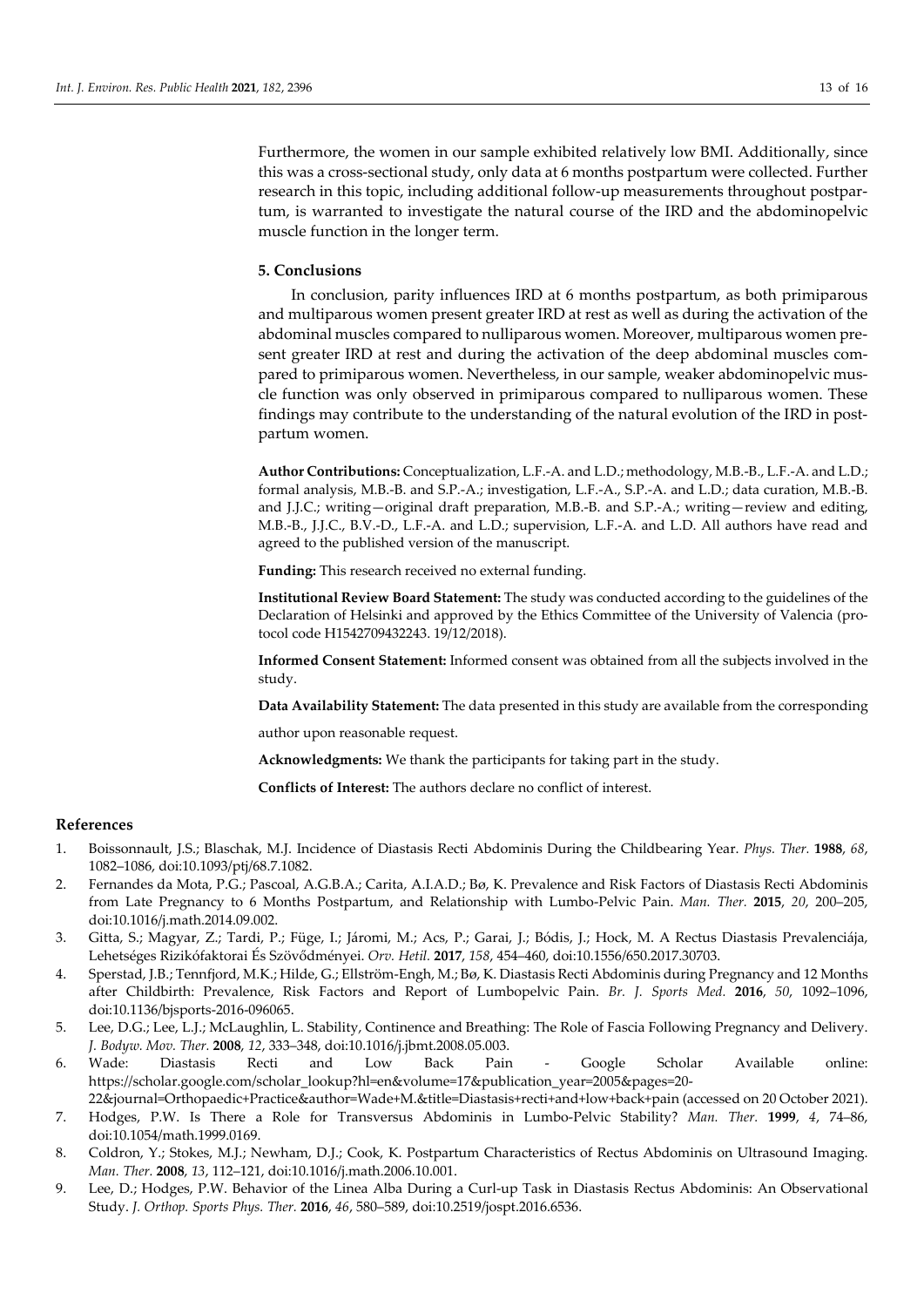Furthermore, the women in our sample exhibited relatively low BMI. Additionally, since this was a cross-sectional study, only data at 6 months postpartum were collected. Further research in this topic, including additional follow-up measurements throughout postpartum, is warranted to investigate the natural course of the IRD and the abdominopelvic muscle function in the longer term.

## 5. Conclusions

In conclusion, parity influences IRD at 6 months postpartum, as both primiparous and multiparous women present greater IRD at rest as well as during the activation of the abdominal muscles compared to nulliparous women. Moreover, multiparous women present greater IRD at rest and during the activation of the deep abdominal muscles compared to primiparous women. Nevertheless, in our sample, weaker abdominopelvic muscle function was only observed in primiparous compared to nulliparous women. These findings may contribute to the understanding of the natural evolution of the IRD in postpartum women.

**Author Contributions:** Conceptualization, L.F.-A. and L.D.; methodology, M.B.-B., L.F.-A. and L.D.; formal analysis, M.B.-B. and S.P.-A.; investigation, L.F.-A., S.P.-A. and L.D.; data curation, M.B.-B. and J.J.C.; writing—original draft preparation, M.B.-B. and S.P.-A.; writing—review and editing, M.B.-B., J.J.C., B.V.-D., L.F.-A. and L.D.; supervision, L.F.-A. and L.D. All authors have read and agreed to the published version of the manuscript.

**Funding:** This research received no external funding.

**Institutional Review Board Statement:** The study was conducted according to the guidelines of the Declaration of Helsinki and approved by the Ethics Committee of the University of Valencia (protocol code H1542709432243. 19/12/2018).

**Informed Consent Statement:** Informed consent was obtained from all the subjects involved in the study.

**Data Availability Statement:** The data presented in this study are available from the corresponding author upon reasonable request.

**Acknowledgments:** We thank the participants for taking part in the study.

**Conflicts of Interest:** The authors declare no conflict of interest.

## References

1. Boissonnault, J.S.; Blaschak, M.J. Incidence of Diastasis Recti Abdominis During the Childbearing Year. *Phys. Ther.* **1988**, *68*, 1082–1086, doi:10.1093/ptj/68.7.1082.
2. Fernandes da Mota, P.G.; Pascoal, A.G.B.A.; Carita, A.I.A.D.; Bø, K. Prevalence and Risk Factors of Diastasis Recti Abdominis from Late Pregnancy to 6 Months Postpartum, and Relationship with Lumbo-Pelvic Pain. *Man. Ther.* **2015**, *20*, 200–205, doi:10.1016/j.math.2014.09.002.
3. Gitta, S.; Magyar, Z.; Tardi, P.; Füge, I.; Járomi, M.; Acs, P.; Garai, J.; Bódis, J.; Hock, M. A Rectus Diastasis Prevalenciája, Lehetséges Rizikófaktorai És Szövődményei. *Orv. Hetil.* **2017**, *158*, 454–460, doi:10.1556/650.2017.30703.
4. Sperstad, J.B.; Tennfjord, M.K.; Hilde, G.; Ellström-Engh, M.; Bø, K. Diastasis Recti Abdominis during Pregnancy and 12 Months after Childbirth: Prevalence, Risk Factors and Report of Lumbopelvic Pain. *Br. J. Sports Med.* **2016**, *50*, 1092–1096, doi:10.1136/bjsports-2016-096065.
5. Lee, D.G.; Lee, L.J.; McLaughlin, L. Stability, Continence and Breathing: The Role of Fascia Following Pregnancy and Delivery. *J. Bodyw. Mov. Ther.* **2008**, *12*, 333–348, doi:10.1016/j.jbmt.2008.05.003.
6. Wade: Diastasis Recti and Low Back Pain - Google Scholar Available online: https://scholar.google.com/scholar_lookup?hl=en&volume=17&publication_year=2005&pages=20-22&journal=Orthopaedic+Practice&author=Wade+M.&title=Diastasis+recti+and+low+back+pain (accessed on 20 October 2021).
7. Hodges, P.W. Is There a Role for Transversus Abdominis in Lumbo-Pelvic Stability? *Man. Ther.* **1999**, *4*, 74–86, doi:10.1054/math.1999.0169.
8. Coldron, Y.; Stokes, M.J.; Newham, D.J.; Cook, K. Postpartum Characteristics of Rectus Abdominis on Ultrasound Imaging. *Man. Ther.* **2008**, *13*, 112–121, doi:10.1016/j.math.2006.10.001.
9. Lee, D.; Hodges, P.W. Behavior of the Linea Alba During a Curl-up Task in Diastasis Rectus Abdominis: An Observational Study. *J. Orthop. Sports Phys. Ther.* **2016**, *46*, 580–589, doi:10.2519/jospt.2016.6536.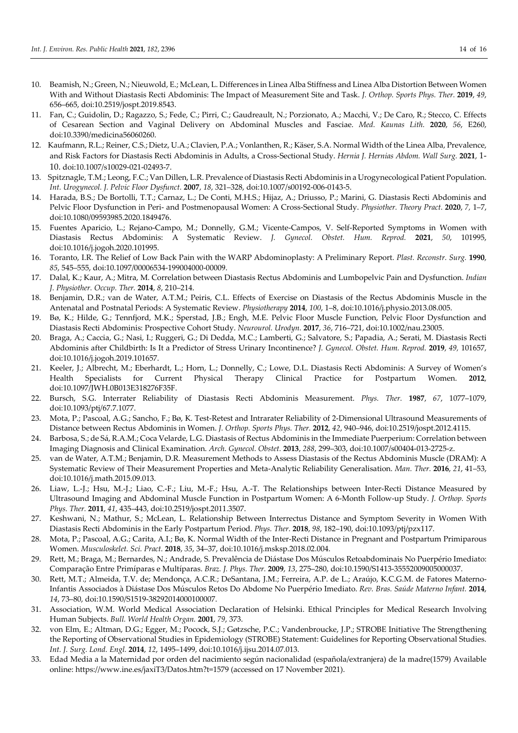10. Beamish, N.; Green, N.; Nieuwold, E.; McLean, L. Differences in Linea Alba Stiffness and Linea Alba Distortion Between Women With and Without Diastasis Recti Abdominis: The Impact of Measurement Site and Task. *J. Orthop. Sports Phys. Ther.* **2019**, *49*, 656–665, doi:10.2519/jospt.2019.8543.
11. Fan, C.; Guidolin, D.; Ragazzo, S.; Fede, C.; Pirri, C.; Gaudreault, N.; Porzionato, A.; Macchi, V.; De Caro, R.; Stecco, C. Effects of Cesarean Section and Vaginal Delivery on Abdominal Muscles and Fasciae. *Med. Kaunas Lith.* **2020**, *56*, E260, doi:10.3390/medicina56060260.
12. Kaufmann, R.L.; Reiner, C.S.; Dietz, U.A.; Clavien, P.A.; Vonlanthen, R.; Käser, S.A. Normal Width of the Linea Alba, Prevalence, and Risk Factors for Diastasis Recti Abdominis in Adults, a Cross-Sectional Study. *Hernia J. Hernias Abdom. Wall Surg.* **2021**, 1-10. doi:10.1007/s10029-021-02493-7.
13. Spitznagle, T.M.; Leong, F.C.; Van Dillen, L.R. Prevalence of Diastasis Recti Abdominis in a Urogynecological Patient Population. *Int. Urogynecol. J. Pelvic Floor Dysfunct.* **2007**, *18*, 321–328, doi:10.1007/s00192-006-0143-5.
14. Harada, B.S.; De Bortolli, T.T.; Carnaz, L.; De Conti, M.H.S.; Hijaz, A.; Driusso, P.; Marini, G. Diastasis Recti Abdominis and Pelvic Floor Dysfunction in Peri- and Postmenopausal Women: A Cross-Sectional Study. *Physiother. Theory Pract.* **2020**, *7,* 1–7, doi:10.1080/09593985.2020.1849476.
15. Fuentes Aparicio, L.; Rejano-Campo, M.; Donnelly, G.M.; Vicente-Campos, V. Self-Reported Symptoms in Women with Diastasis Rectus Abdominis: A Systematic Review. *J. Gynecol. Obstet. Hum. Reprod.* **2021**, *50*, 101995, doi:10.1016/j.jogoh.2020.101995.
16. Toranto, I.R. The Relief of Low Back Pain with the WARP Abdominoplasty: A Preliminary Report. *Plast. Reconstr. Surg.* **1990**, *85*, 545–555, doi:10.1097/00006534-199004000-00009.
17. Dalal, K.; Kaur, A.; Mitra, M. Correlation between Diastasis Rectus Abdominis and Lumbopelvic Pain and Dysfunction. *Indian J. Physiother. Occup. Ther.* **2014**, *8*, 210–214.
18. Benjamin, D.R.; van de Water, A.T.M.; Peiris, C.L. Effects of Exercise on Diastasis of the Rectus Abdominis Muscle in the Antenatal and Postnatal Periods: A Systematic Review. *Physiotherapy* **2014**, *100*, 1–8, doi:10.1016/j.physio.2013.08.005.
19. Bø, K.; Hilde, G.; Tennfjord, M.K.; Sperstad, J.B.; Engh, M.E. Pelvic Floor Muscle Function, Pelvic Floor Dysfunction and Diastasis Recti Abdominis: Prospective Cohort Study. *Neurourol. Urodyn.* **2017**, *36*, 716–721, doi:10.1002/nau.23005.
20. Braga, A.; Caccia, G.; Nasi, I.; Ruggeri, G.; Di Dedda, M.C.; Lamberti, G.; Salvatore, S.; Papadia, A.; Serati, M. Diastasis Recti Abdominis after Childbirth: Is It a Predictor of Stress Urinary Incontinence? *J. Gynecol. Obstet. Hum. Reprod.* **2019**, *49*, 101657, doi:10.1016/j.jogoh.2019.101657.
21. Keeler, J.; Albrecht, M.; Eberhardt, L.; Horn, L.; Donnelly, C.; Lowe, D.L. Diastasis Recti Abdominis: A Survey of Women's Health Specialists for Current Physical Therapy Clinical Practice for Postpartum Women. **2012**, doi:10.1097/JWH.0B013E318276F35F.
22. Bursch, S.G. Interrater Reliability of Diastasis Recti Abdominis Measurement. *Phys. Ther.* **1987**, *67*, 1077–1079, doi:10.1093/ptj/67.7.1077.
23. Mota, P.; Pascoal, A.G.; Sancho, F.; Bø, K. Test-Retest and Intrarater Reliability of 2-Dimensional Ultrasound Measurements of Distance between Rectus Abdominis in Women. *J. Orthop. Sports Phys. Ther.* **2012**, *42*, 940–946, doi:10.2519/jospt.2012.4115.
24. Barbosa, S.; de Sá, R.A.M.; Coca Velarde, L.G. Diastasis of Rectus Abdominis in the Immediate Puerperium: Correlation between Imaging Diagnosis and Clinical Examination. *Arch. Gynecol. Obstet.* **2013**, *288*, 299–303, doi:10.1007/s00404-013-2725-z.
25. van de Water, A.T.M.; Benjamin, D.R. Measurement Methods to Assess Diastasis of the Rectus Abdominis Muscle (DRAM): A Systematic Review of Their Measurement Properties and Meta-Analytic Reliability Generalisation. *Man. Ther.* **2016**, *21*, 41–53, doi:10.1016/j.math.2015.09.013.
26. Liaw, L.-J.; Hsu, M.-J.; Liao, C.-F.; Liu, M.-F.; Hsu, A.-T. The Relationships between Inter-Recti Distance Measured by Ultrasound Imaging and Abdominal Muscle Function in Postpartum Women: A 6-Month Follow-up Study. *J. Orthop. Sports Phys. Ther.* **2011**, *41*, 435–443, doi:10.2519/jospt.2011.3507.
27. Keshwani, N.; Mathur, S.; McLean, L. Relationship Between Interrectus Distance and Symptom Severity in Women With Diastasis Recti Abdominis in the Early Postpartum Period. *Phys. Ther.* **2018**, *98*, 182–190, doi:10.1093/ptj/pzx117.
28. Mota, P.; Pascoal, A.G.; Carita, A.I.; Bø, K. Normal Width of the Inter-Recti Distance in Pregnant and Postpartum Primiparous Women. *Musculoskelet. Sci. Pract.* **2018**, *35*, 34–37, doi:10.1016/j.msksp.2018.02.004.
29. Rett, M.; Braga, M.; Bernardes, N.; Andrade, S. Prevalência de Diástase Dos Músculos Retoabdominais No Puerpério Imediato: Comparação Entre Primíparas e Multíparas. *Braz. J. Phys. Ther.* **2009**, *13*, 275–280, doi:10.1590/S1413-35552009005000037.
30. Rett, M.T.; Almeida, T.V. de; Mendonça, A.C.R.; DeSantana, J.M.; Ferreira, A.P. de L.; Araújo, K.C.G.M. de Fatores Materno-Infantis Associados à Diástase Dos Músculos Retos Do Abdome No Puerpério Imediato. *Rev. Bras. Saúde Materno Infant.* **2014**, *14*, 73–80, doi:10.1590/S1519-38292014000100007.
31. Association, W.M. World Medical Association Declaration of Helsinki. Ethical Principles for Medical Research Involving Human Subjects. *Bull. World Health Organ.* **2001**, *79*, 373.
32. von Elm, E.; Altman, D.G.; Egger, M.; Pocock, S.J.; Gøtzsche, P.C.; Vandenbroucke, J.P.; STROBE Initiative The Strengthening the Reporting of Observational Studies in Epidemiology (STROBE) Statement: Guidelines for Reporting Observational Studies. *Int. J. Surg. Lond. Engl.* **2014**, *12*, 1495–1499, doi:10.1016/j.ijsu.2014.07.013.
33. Edad Media a la Maternidad por orden del nacimiento según nacionalidad (española/extranjera) de la madre(1579) Available online: https://www.ine.es/jaxiT3/Datos.htm?t=1579 (accessed on 17 November 2021).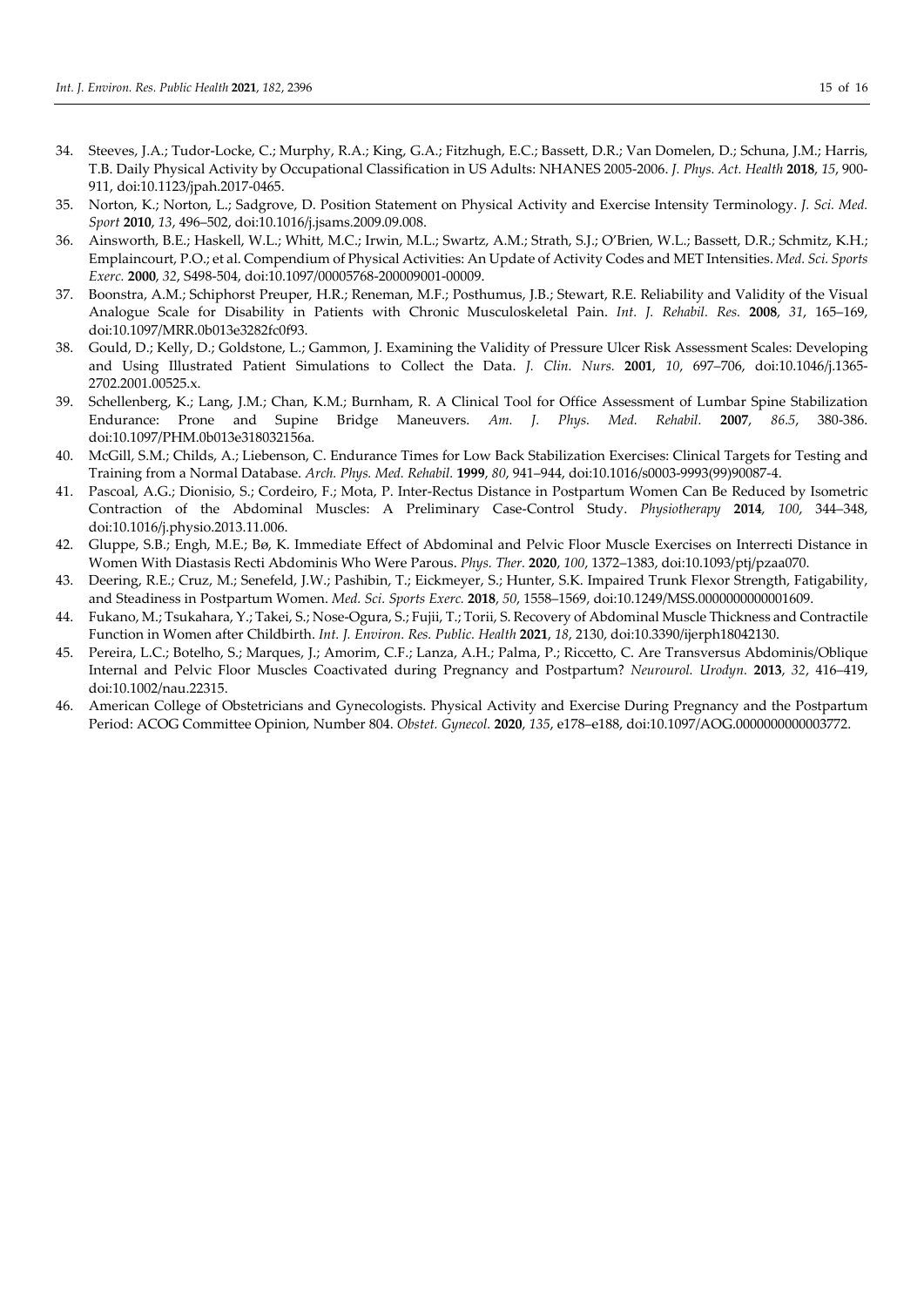34. Steeves, J.A.; Tudor-Locke, C.; Murphy, R.A.; King, G.A.; Fitzhugh, E.C.; Bassett, D.R.; Van Domelen, D.; Schuna, J.M.; Harris, T.B. Daily Physical Activity by Occupational Classification in US Adults: NHANES 2005-2006. *J. Phys. Act. Health* **2018**, *15*, 900-911, doi:10.1123/jpah.2017-0465.
35. Norton, K.; Norton, L.; Sadgrove, D. Position Statement on Physical Activity and Exercise Intensity Terminology. *J. Sci. Med. Sport* **2010**, *13*, 496–502, doi:10.1016/j.jsams.2009.09.008.
36. Ainsworth, B.E.; Haskell, W.L.; Whitt, M.C.; Irwin, M.L.; Swartz, A.M.; Strath, S.J.; O'Brien, W.L.; Bassett, D.R.; Schmitz, K.H.; Emplaincourt, P.O.; et al. Compendium of Physical Activities: An Update of Activity Codes and MET Intensities. *Med. Sci. Sports Exerc.* **2000**, *32*, S498-504, doi:10.1097/00005768-200009001-00009.
37. Boonstra, A.M.; Schiphorst Preuper, H.R.; Reneman, M.F.; Posthumus, J.B.; Stewart, R.E. Reliability and Validity of the Visual Analogue Scale for Disability in Patients with Chronic Musculoskeletal Pain. *Int. J. Rehabil. Res.* **2008**, *31*, 165–169, doi:10.1097/MRR.0b013e3282fc0f93.
38. Gould, D.; Kelly, D.; Goldstone, L.; Gammon, J. Examining the Validity of Pressure Ulcer Risk Assessment Scales: Developing and Using Illustrated Patient Simulations to Collect the Data. *J. Clin. Nurs.* **2001**, *10*, 697–706, doi:10.1046/j.1365-2702.2001.00525.x.
39. Schellenberg, K.; Lang, J.M.; Chan, K.M.; Burnham, R. A Clinical Tool for Office Assessment of Lumbar Spine Stabilization Endurance: Prone and Supine Bridge Maneuvers. *Am. J. Phys. Med. Rehabil.* **2007**, *86.5*, 380-386. doi:10.1097/PHM.0b013e318032156a.
40. McGill, S.M.; Childs, A.; Liebenson, C. Endurance Times for Low Back Stabilization Exercises: Clinical Targets for Testing and Training from a Normal Database. *Arch. Phys. Med. Rehabil.* **1999**, *80*, 941–944, doi:10.1016/s0003-9993(99)90087-4.
41. Pascoal, A.G.; Dionisio, S.; Cordeiro, F.; Mota, P. Inter-Rectus Distance in Postpartum Women Can Be Reduced by Isometric Contraction of the Abdominal Muscles: A Preliminary Case-Control Study. *Physiotherapy* **2014**, *100*, 344–348, doi:10.1016/j.physio.2013.11.006.
42. Gluppe, S.B.; Engh, M.E.; Bø, K. Immediate Effect of Abdominal and Pelvic Floor Muscle Exercises on Interrecti Distance in Women With Diastasis Recti Abdominis Who Were Parous. *Phys. Ther.* **2020**, *100*, 1372–1383, doi:10.1093/ptj/pzaa070.
43. Deering, R.E.; Cruz, M.; Senefeld, J.W.; Pashibin, T.; Eickmeyer, S.; Hunter, S.K. Impaired Trunk Flexor Strength, Fatigability, and Steadiness in Postpartum Women. *Med. Sci. Sports Exerc.* **2018**, *50*, 1558–1569, doi:10.1249/MSS.0000000000001609.
44. Fukano, M.; Tsukahara, Y.; Takei, S.; Nose-Ogura, S.; Fujii, T.; Torii, S. Recovery of Abdominal Muscle Thickness and Contractile Function in Women after Childbirth. *Int. J. Environ. Res. Public. Health* **2021**, *18*, 2130, doi:10.3390/ijerph18042130.
45. Pereira, L.C.; Botelho, S.; Marques, J.; Amorim, C.F.; Lanza, A.H.; Palma, P.; Riccetto, C. Are Transversus Abdominis/Oblique Internal and Pelvic Floor Muscles Coactivated during Pregnancy and Postpartum? *Neurourol. Urodyn.* **2013**, *32*, 416–419, doi:10.1002/nau.22315.
46. American College of Obstetricians and Gynecologists. Physical Activity and Exercise During Pregnancy and the Postpartum Period: ACOG Committee Opinion, Number 804. *Obstet. Gynecol.* **2020**, *135*, e178–e188, doi:10.1097/AOG.0000000000003772.